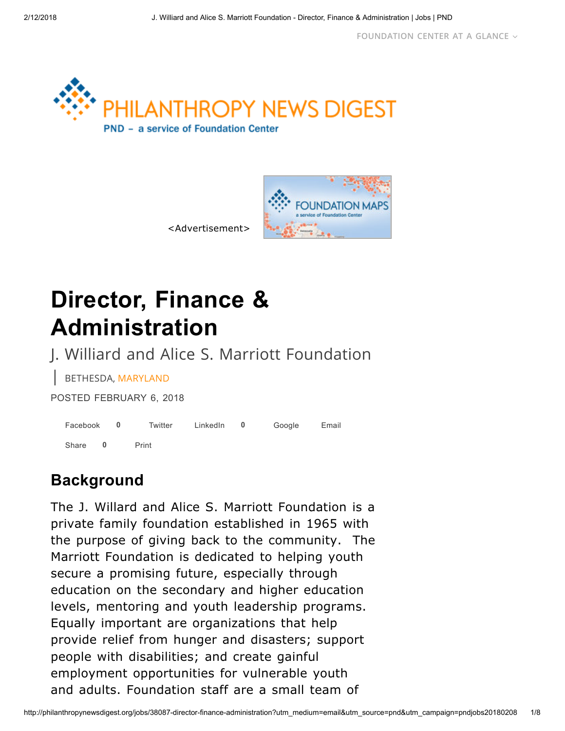FOUNDATION CENTER AT A GLANCE

PHILANTHROPY NEWS DIGEST

PND – a service of Foundation Center

<Advertisement>

# Director, Finance & Administration

J. Williard and Alice S. Marriott Foundation

BETHESDA, MARYLAND

POSTED FEBRUARY 6, 2018

Facebook 0 Twitter LinkedIn 0 Google Email

Share 0 Print

## Background

The J. Willard and Alice S. Marriott Foundation is a private family foundation established in 1965 with the purpose of giving back to the community. The Marriott Foundation is dedicated to helping youth secure a promising future, especially through education on the secondary and higher education levels, mentoring and youth leadership programs. Equally important are organizations that help provide relief from hunger and disasters; support people with disabilities; and create gainful employment opportunities for vulnerable youth and adults. Foundation staff are a small team of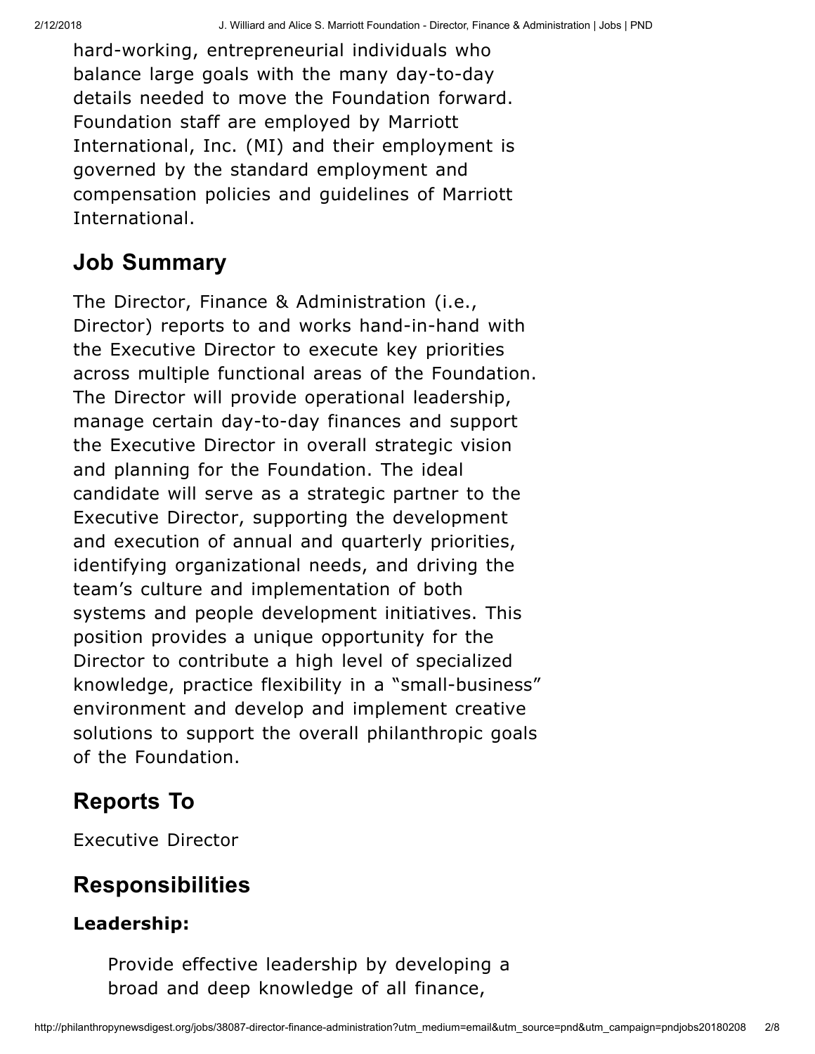hard-working, entrepreneurial individuals who balance large goals with the many day-to-day details needed to move the Foundation forward. Foundation staff are employed by Marriott International, Inc. (MI) and their employment is governed by the standard employment and compensation policies and guidelines of Marriott International.

## Job Summary

The Director, Finance & Administration (i.e., Director) reports to and works hand-in-hand with the Executive Director to execute key priorities across multiple functional areas of the Foundation. The Director will provide operational leadership, manage certain day-to-day finances and support the Executive Director in overall strategic vision and planning for the Foundation. The ideal candidate will serve as a strategic partner to the Executive Director, supporting the development and execution of annual and quarterly priorities, identifying organizational needs, and driving the team's culture and implementation of both systems and people development initiatives. This position provides a unique opportunity for the Director to contribute a high level of specialized knowledge, practice flexibility in a "small-business" environment and develop and implement creative solutions to support the overall philanthropic goals of the Foundation.

## Reports To

Executive Director

## Responsibilities

### Leadership:

Provide effective leadership by developing a broad and deep knowledge of all finance,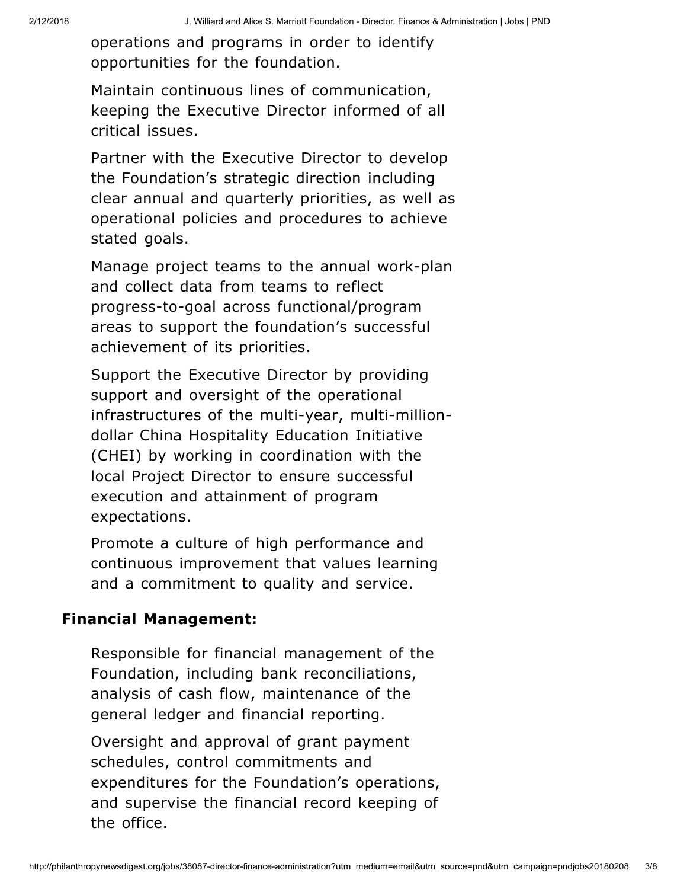operations and programs in order to identify opportunities for the foundation.

Maintain continuous lines of communication, keeping the Executive Director informed of all critical issues.

Partner with the Executive Director to develop the Foundation's strategic direction including clear annual and quarterly priorities, as well as operational policies and procedures to achieve stated goals.

Manage project teams to the annual work-plan and collect data from teams to reflect progress-to-goal across functional/program areas to support the foundation's successful achievement of its priorities.

Support the Executive Director by providing support and oversight of the operational infrastructures of the multi-year, multi-million-dollar China Hospitality Education Initiative (CHEI) by working in coordination with the local Project Director to ensure successful execution and attainment of program expectations.

Promote a culture of high performance and continuous improvement that values learning and a commitment to quality and service.

**Financial Management:**

Responsible for financial management of the Foundation, including bank reconciliations, analysis of cash flow, maintenance of the general ledger and financial reporting.

Oversight and approval of grant payment schedules, control commitments and expenditures for the Foundation's operations, and supervise the financial record keeping of the office.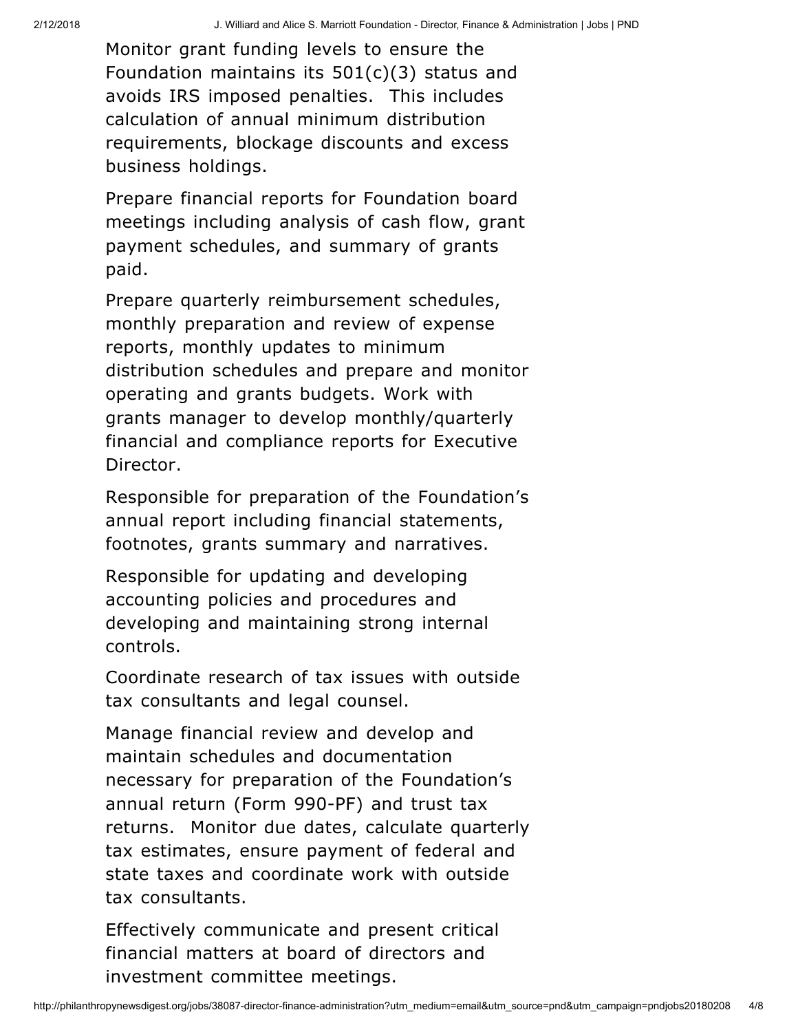Monitor grant funding levels to ensure the Foundation maintains its 501(c)(3) status and avoids IRS imposed penalties. This includes calculation of annual minimum distribution requirements, blockage discounts and excess business holdings.

Prepare financial reports for Foundation board meetings including analysis of cash flow, grant payment schedules, and summary of grants paid.

Prepare quarterly reimbursement schedules, monthly preparation and review of expense reports, monthly updates to minimum distribution schedules and prepare and monitor operating and grants budgets. Work with grants manager to develop monthly/quarterly financial and compliance reports for Executive Director.

Responsible for preparation of the Foundation's annual report including financial statements, footnotes, grants summary and narratives.

Responsible for updating and developing accounting policies and procedures and developing and maintaining strong internal controls.

Coordinate research of tax issues with outside tax consultants and legal counsel.

Manage financial review and develop and maintain schedules and documentation necessary for preparation of the Foundation's annual return (Form 990-PF) and trust tax returns. Monitor due dates, calculate quarterly tax estimates, ensure payment of federal and state taxes and coordinate work with outside tax consultants.

Effectively communicate and present critical financial matters at board of directors and investment committee meetings.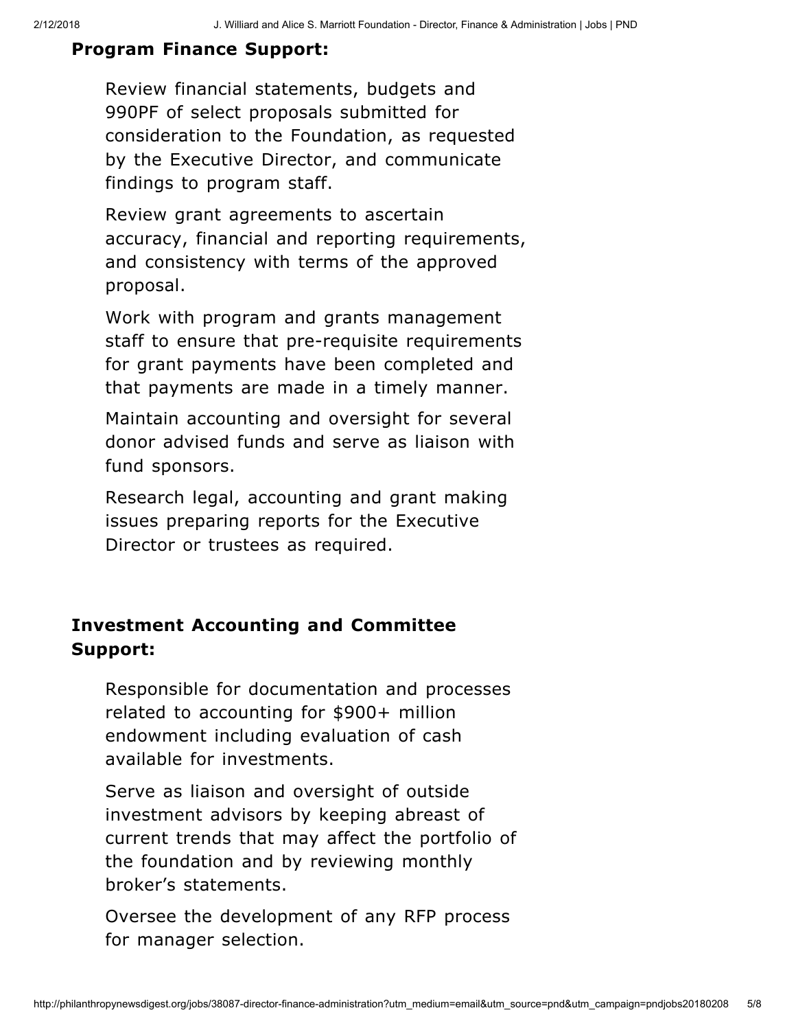**Program Finance Support:**

Review financial statements, budgets and 990PF of select proposals submitted for consideration to the Foundation, as requested by the Executive Director, and communicate findings to program staff.

Review grant agreements to ascertain accuracy, financial and reporting requirements, and consistency with terms of the approved proposal.

Work with program and grants management staff to ensure that pre-requisite requirements for grant payments have been completed and that payments are made in a timely manner.

Maintain accounting and oversight for several donor advised funds and serve as liaison with fund sponsors.

Research legal, accounting and grant making issues preparing reports for the Executive Director or trustees as required.

**Investment Accounting and Committee Support:**

Responsible for documentation and processes related to accounting for $900+ million endowment including evaluation of cash available for investments.

Serve as liaison and oversight of outside investment advisors by keeping abreast of current trends that may affect the portfolio of the foundation and by reviewing monthly broker's statements.

Oversee the development of any RFP process for manager selection.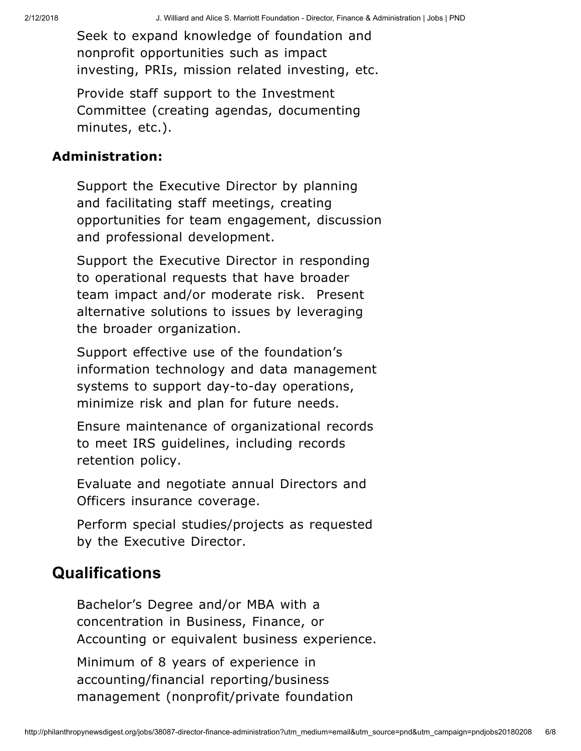Seek to expand knowledge of foundation and nonprofit opportunities such as impact investing, PRIs, mission related investing, etc.

Provide staff support to the Investment Committee (creating agendas, documenting minutes, etc.).

**Administration:**

Support the Executive Director by planning and facilitating staff meetings, creating opportunities for team engagement, discussion and professional development.

Support the Executive Director in responding to operational requests that have broader team impact and/or moderate risk. Present alternative solutions to issues by leveraging the broader organization.

Support effective use of the foundation's information technology and data management systems to support day-to-day operations, minimize risk and plan for future needs.

Ensure maintenance of organizational records to meet IRS guidelines, including records retention policy.

Evaluate and negotiate annual Directors and Officers insurance coverage.

Perform special studies/projects as requested by the Executive Director.

## Qualifications

Bachelor's Degree and/or MBA with a concentration in Business, Finance, or Accounting or equivalent business experience.

Minimum of 8 years of experience in accounting/financial reporting/business management (nonprofit/private foundation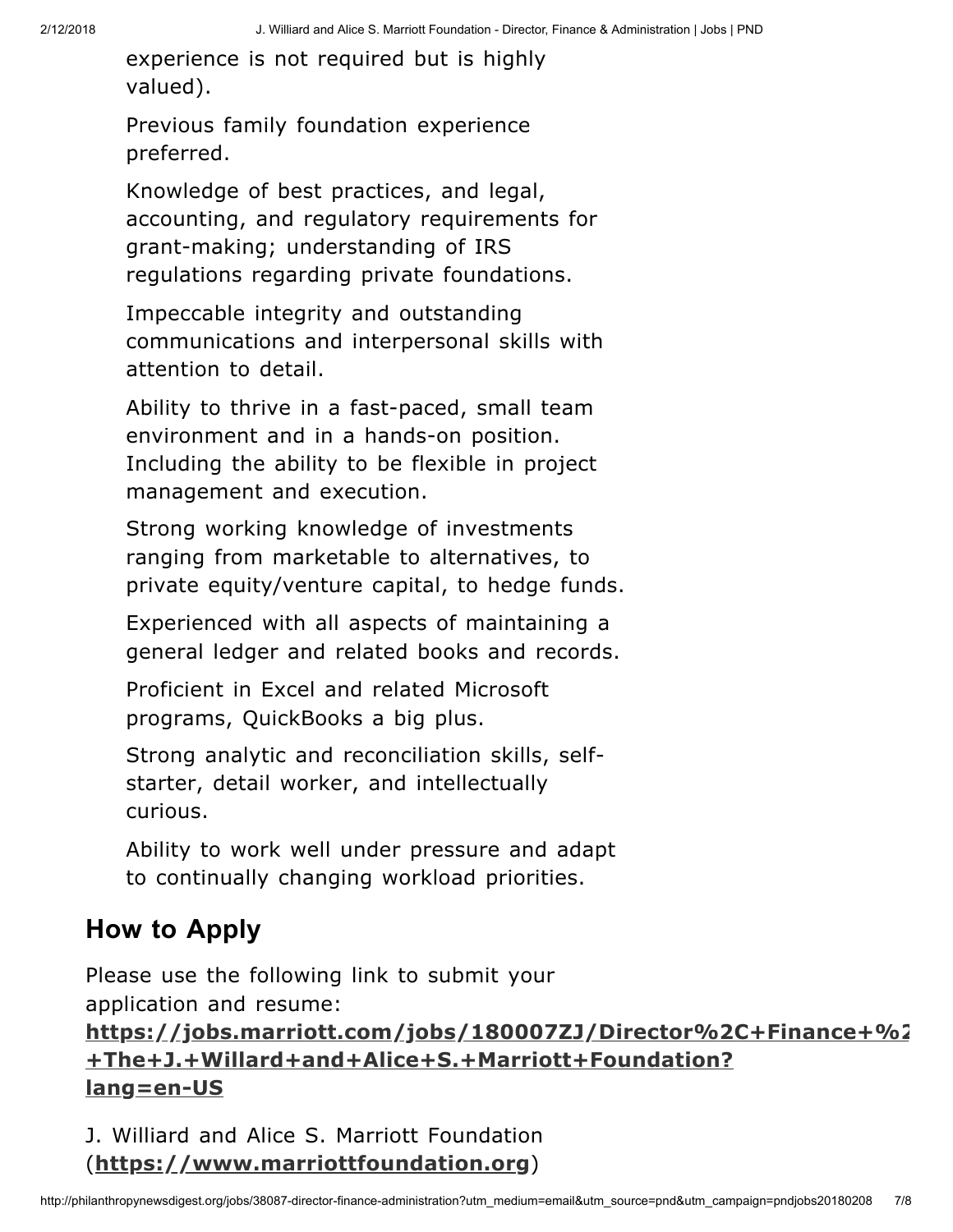experience is not required but is highly valued).

Previous family foundation experience preferred.

Knowledge of best practices, and legal, accounting, and regulatory requirements for grant-making; understanding of IRS regulations regarding private foundations.

Impeccable integrity and outstanding communications and interpersonal skills with attention to detail.

Ability to thrive in a fast-paced, small team environment and in a hands-on position. Including the ability to be flexible in project management and execution.

Strong working knowledge of investments ranging from marketable to alternatives, to private equity/venture capital, to hedge funds.

Experienced with all aspects of maintaining a general ledger and related books and records.

Proficient in Excel and related Microsoft programs, QuickBooks a big plus.

Strong analytic and reconciliation skills, self-starter, detail worker, and intellectually curious.

Ability to work well under pressure and adapt to continually changing workload priorities.

## How to Apply

Please use the following link to submit your application and resume: **https://jobs.marriott.com/jobs/180007ZJ/Director%2C+Finance+%2 +The+J.+Willard+and+Alice+S.+Marriott+Foundation?lang=en-US**

J. Williard and Alice S. Marriott Foundation (**https://www.marriottfoundation.org**)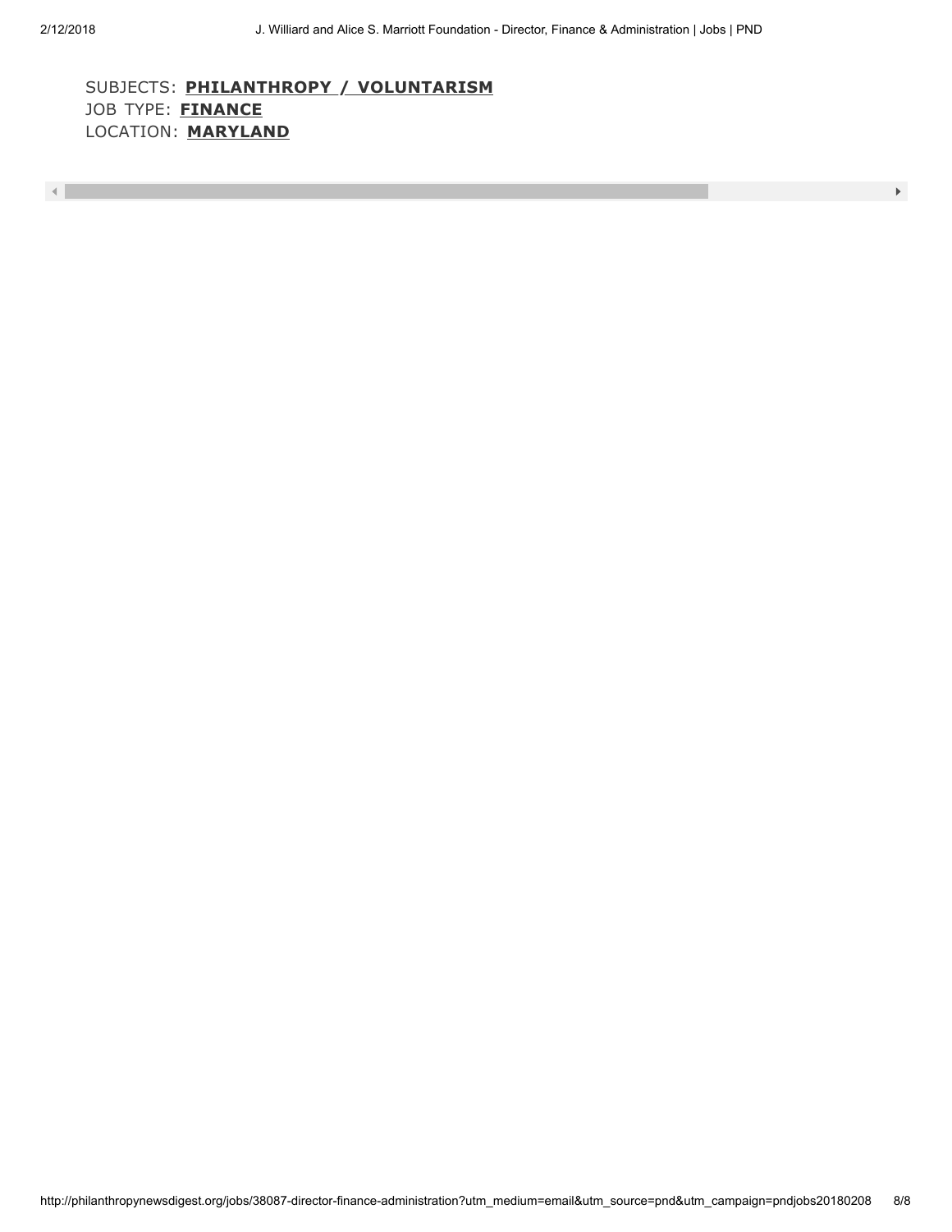SUBJECTS: **PHILANTHROPY / VOLUNTARISM**
JOB TYPE: **FINANCE**
LOCATION: **MARYLAND**